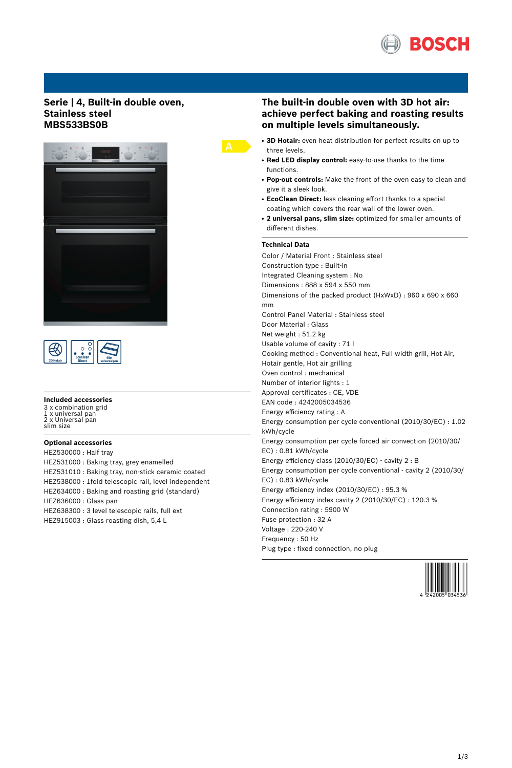# Serie | 4, Built-in double oven, Stainless steel MBS533BS0B

## The built-in double oven with 3D hot air: achieve perfect baking and roasting results on multiple levels simultaneously.

- **3D Hotair:** even heat distribution for perfect results on up to three levels.
- **Red LED display control:** easy-to-use thanks to the time functions.
- **Pop-out controls:** Make the front of the oven easy to clean and give it a sleek look.
- **EcoClean Direct:** less cleaning effort thanks to a special coating which covers the rear wall of the lower oven.
- **2 universal pans, slim size:** optimized for smaller amounts of different dishes.

### Technical Data

Color / Material Front : Stainless steel
Construction type : Built-in
Integrated Cleaning system : No
Dimensions : 888 x 594 x 550 mm
Dimensions of the packed product (HxWxD) : 960 x 690 x 660 mm
Control Panel Material : Stainless steel
Door Material : Glass
Net weight : 51.2 kg
Usable volume of cavity : 71 l
Cooking method : Conventional heat, Full width grill, Hot Air, Hotair gentle, Hot air grilling
Oven control : mechanical
Number of interior lights : 1
Approval certificates : CE, VDE
EAN code : 4242005034536
Energy efficiency rating : A
Energy consumption per cycle conventional (2010/30/EC) : 1.02 kWh/cycle
Energy consumption per cycle forced air convection (2010/30/EC) : 0.81 kWh/cycle
Energy efficiency class (2010/30/EC) - cavity 2 : B
Energy consumption per cycle conventional - cavity 2 (2010/30/EC) : 0.83 kWh/cycle
Energy efficiency index (2010/30/EC) : 95.3 %
Energy efficiency index cavity 2 (2010/30/EC) : 120.3 %
Connection rating : 5900 W
Fuse protection : 32 A
Voltage : 220-240 V
Frequency : 50 Hz
Plug type : fixed connection, no plug

### Included accessories

3 x combination grid
1 x universal pan
2 x Universal pan slim size

### Optional accessories

HEZ530000 : Half tray
HEZ531000 : Baking tray, grey enamelled
HEZ531010 : Baking tray, non-stick ceramic coated
HEZ538000 : 1fold telescopic rail, level independent
HEZ634000 : Baking and roasting grid (standard)
HEZ636000 : Glass pan
HEZ638300 : 3 level telescopic rails, full ext
HEZ915003 : Glass roasting dish, 5,4 L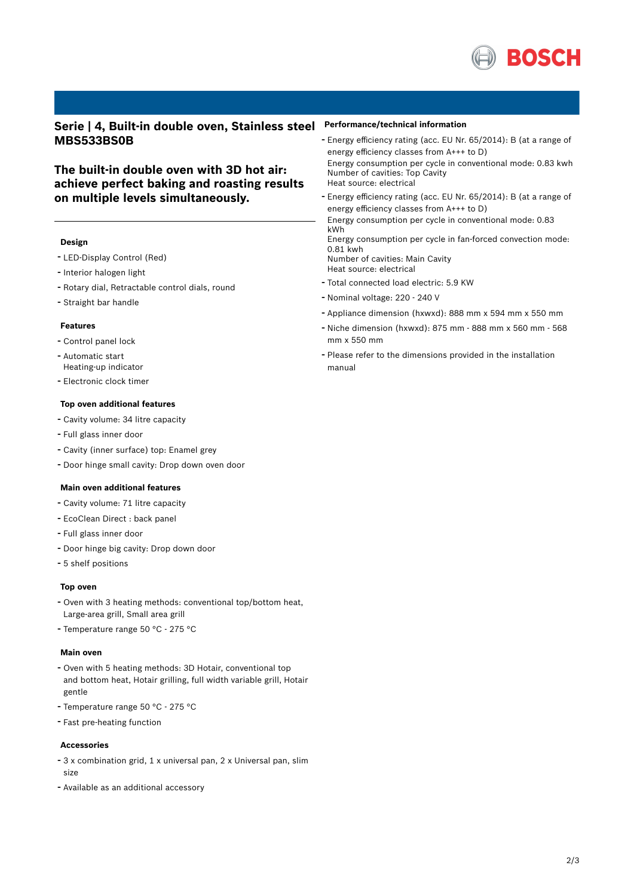## Serie | 4, Built-in double oven, Stainless steel MBS533BS0B

### The built-in double oven with 3D hot air: achieve perfect baking and roasting results on multiple levels simultaneously.

#### Design

- LED-Display Control (Red)
- Interior halogen light
- Rotary dial, Retractable control dials, round
- Straight bar handle

#### Features

- Control panel lock
- Automatic start
  Heating-up indicator
- Electronic clock timer

#### Top oven additional features

- Cavity volume: 34 litre capacity
- Full glass inner door
- Cavity (inner surface) top: Enamel grey
- Door hinge small cavity: Drop down oven door

#### Main oven additional features

- Cavity volume: 71 litre capacity
- EcoClean Direct : back panel
- Full glass inner door
- Door hinge big cavity: Drop down door
- 5 shelf positions

#### Top oven

- Oven with 3 heating methods: conventional top/bottom heat, Large-area grill, Small area grill
- Temperature range 50 °C - 275 °C

#### Main oven

- Oven with 5 heating methods: 3D Hotair, conventional top and bottom heat, Hotair grilling, full width variable grill, Hotair gentle
- Temperature range 50 °C - 275 °C
- Fast pre-heating function

#### Accessories

- 3 x combination grid, 1 x universal pan, 2 x Universal pan, slim size
- Available as an additional accessory

#### Performance/technical information

- Energy efficiency rating (acc. EU Nr. 65/2014): B (at a range of energy efficiency classes from A+++ to D)
  Energy consumption per cycle in conventional mode: 0.83 kwh
  Number of cavities: Top Cavity
  Heat source: electrical
- Energy efficiency rating (acc. EU Nr. 65/2014): B (at a range of energy efficiency classes from A+++ to D)
  Energy consumption per cycle in conventional mode: 0.83 kWh
  Energy consumption per cycle in fan-forced convection mode: 0.81 kwh
  Number of cavities: Main Cavity
  Heat source: electrical
- Total connected load electric: 5.9 KW
- Nominal voltage: 220 - 240 V
- Appliance dimension (hxwxd): 888 mm x 594 mm x 550 mm
- Niche dimension (hxwxd): 875 mm - 888 mm x 560 mm - 568 mm x 550 mm
- Please refer to the dimensions provided in the installation manual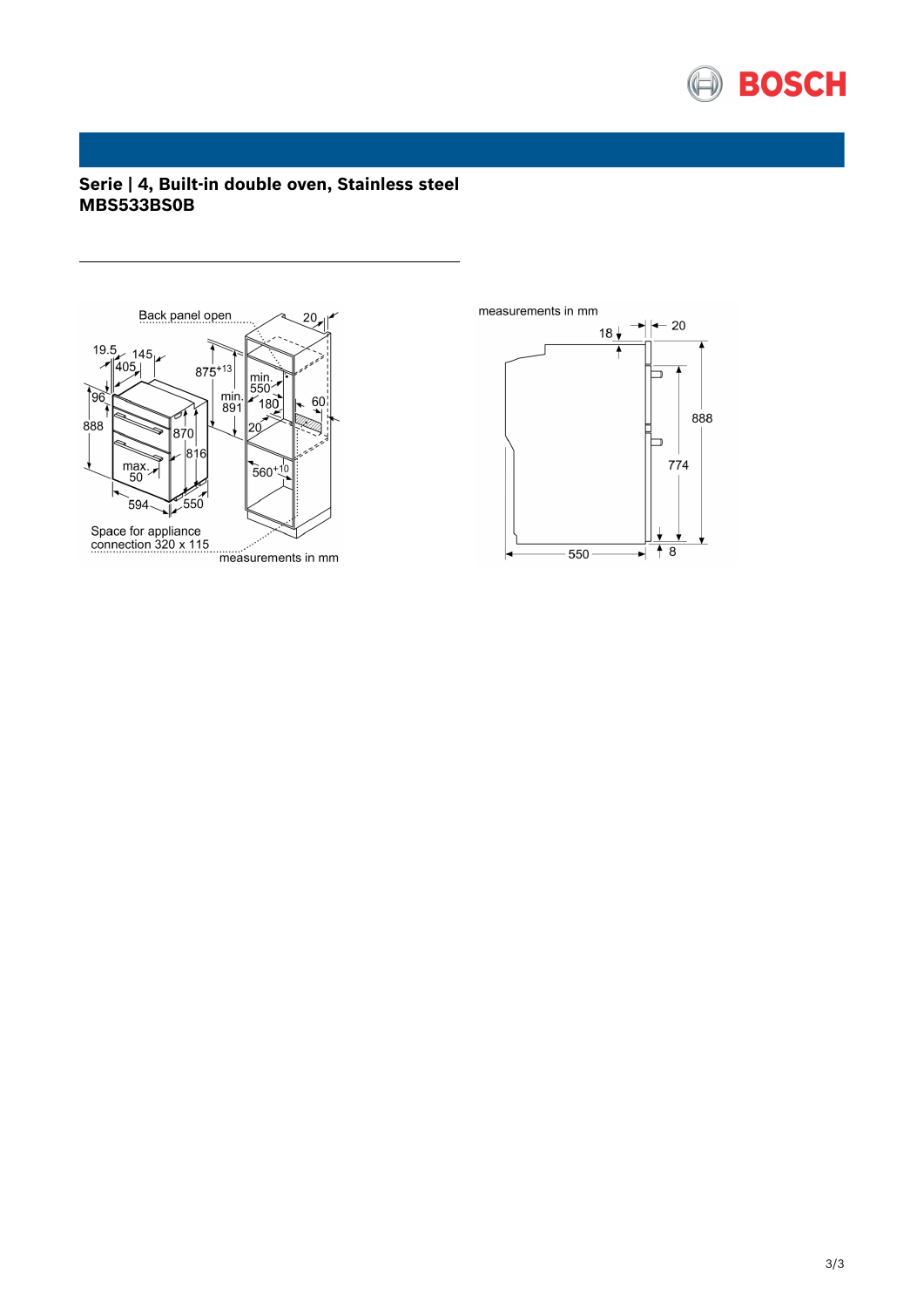# Serie | 4, Built-in double oven, Stainless steel
## MBS533BS0B

Back panel open
20
19.5
145
405
875 +13
96
min. 550
min. 891
180
60
888
870
816
20
max. 50
560 +10
594
550
Space for appliance connection 320 x 115
measurements in mm

measurements in mm
18
20
888
774
550
8